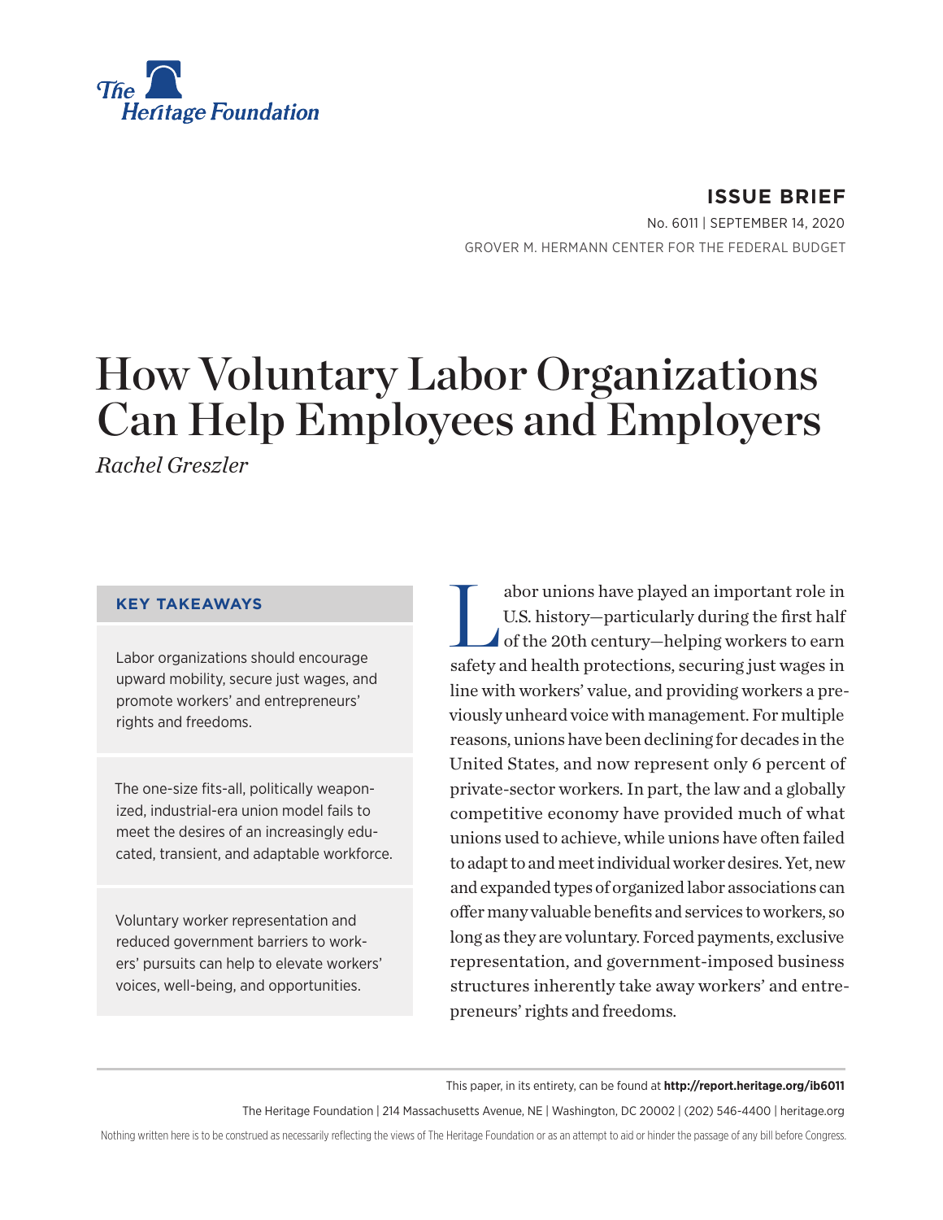The Heritage Foundation

**ISSUE BRIEF**

No. 6011 | SEPTEMBER 14, 2020

GROVER M. HERMANN CENTER FOR THE FEDERAL BUDGET

# How Voluntary Labor Organizations Can Help Employees and Employers

*Rachel Greszler*

## KEY TAKEAWAYS

Labor organizations should encourage upward mobility, secure just wages, and promote workers' and entrepreneurs' rights and freedoms.

The one-size fits-all, politically weaponized, industrial-era union model fails to meet the desires of an increasingly educated, transient, and adaptable workforce.

Voluntary worker representation and reduced government barriers to workers' pursuits can help to elevate workers' voices, well-being, and opportunities.

Labor unions have played an important role in U.S. history—particularly during the first half of the 20th century—helping workers to earn safety and health protections, securing just wages in line with workers' value, and providing workers a previously unheard voice with management. For multiple reasons, unions have been declining for decades in the United States, and now represent only 6 percent of private-sector workers. In part, the law and a globally competitive economy have provided much of what unions used to achieve, while unions have often failed to adapt to and meet individual worker desires. Yet, new and expanded types of organized labor associations can offer many valuable benefits and services to workers, so long as they are voluntary. Forced payments, exclusive representation, and government-imposed business structures inherently take away workers' and entrepreneurs' rights and freedoms.

This paper, in its entirety, can be found at **http://report.heritage.org/ib6011**

The Heritage Foundation | 214 Massachusetts Avenue, NE | Washington, DC 20002 | (202) 546-4400 | heritage.org

Nothing written here is to be construed as necessarily reflecting the views of The Heritage Foundation or as an attempt to aid or hinder the passage of any bill before Congress.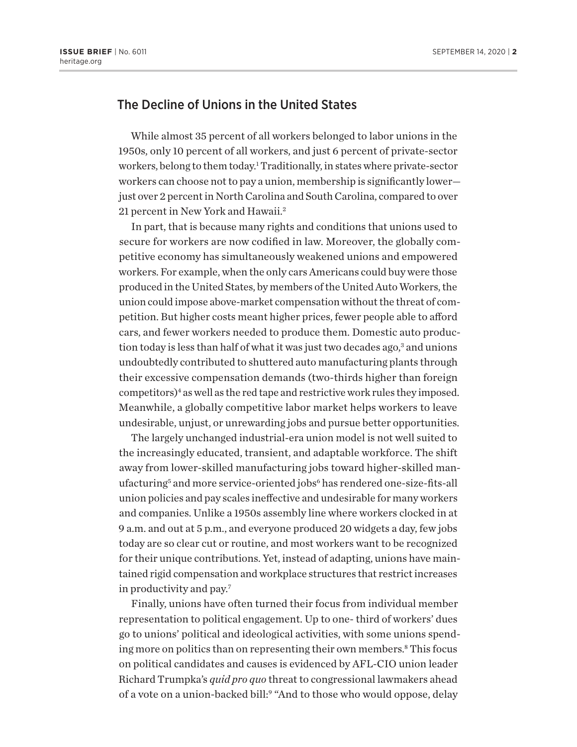## The Decline of Unions in the United States

While almost 35 percent of all workers belonged to labor unions in the 1950s, only 10 percent of all workers, and just 6 percent of private-sector workers, belong to them today.[1] Traditionally, in states where private-sector workers can choose not to pay a union, membership is significantly lower—just over 2 percent in North Carolina and South Carolina, compared to over 21 percent in New York and Hawaii.[2]

In part, that is because many rights and conditions that unions used to secure for workers are now codified in law. Moreover, the globally competitive economy has simultaneously weakened unions and empowered workers. For example, when the only cars Americans could buy were those produced in the United States, by members of the United Auto Workers, the union could impose above-market compensation without the threat of competition. But higher costs meant higher prices, fewer people able to afford cars, and fewer workers needed to produce them. Domestic auto production today is less than half of what it was just two decades ago,[3] and unions undoubtedly contributed to shuttered auto manufacturing plants through their excessive compensation demands (two-thirds higher than foreign competitors)[4] as well as the red tape and restrictive work rules they imposed. Meanwhile, a globally competitive labor market helps workers to leave undesirable, unjust, or unrewarding jobs and pursue better opportunities.

The largely unchanged industrial-era union model is not well suited to the increasingly educated, transient, and adaptable workforce. The shift away from lower-skilled manufacturing jobs toward higher-skilled manufacturing[5] and more service-oriented jobs[6] has rendered one-size-fits-all union policies and pay scales ineffective and undesirable for many workers and companies. Unlike a 1950s assembly line where workers clocked in at 9 a.m. and out at 5 p.m., and everyone produced 20 widgets a day, few jobs today are so clear cut or routine, and most workers want to be recognized for their unique contributions. Yet, instead of adapting, unions have maintained rigid compensation and workplace structures that restrict increases in productivity and pay.[7]

Finally, unions have often turned their focus from individual member representation to political engagement. Up to one- third of workers' dues go to unions' political and ideological activities, with some unions spending more on politics than on representing their own members.[8] This focus on political candidates and causes is evidenced by AFL-CIO union leader Richard Trumpka's *quid pro quo* threat to congressional lawmakers ahead of a vote on a union-backed bill:[9] "And to those who would oppose, delay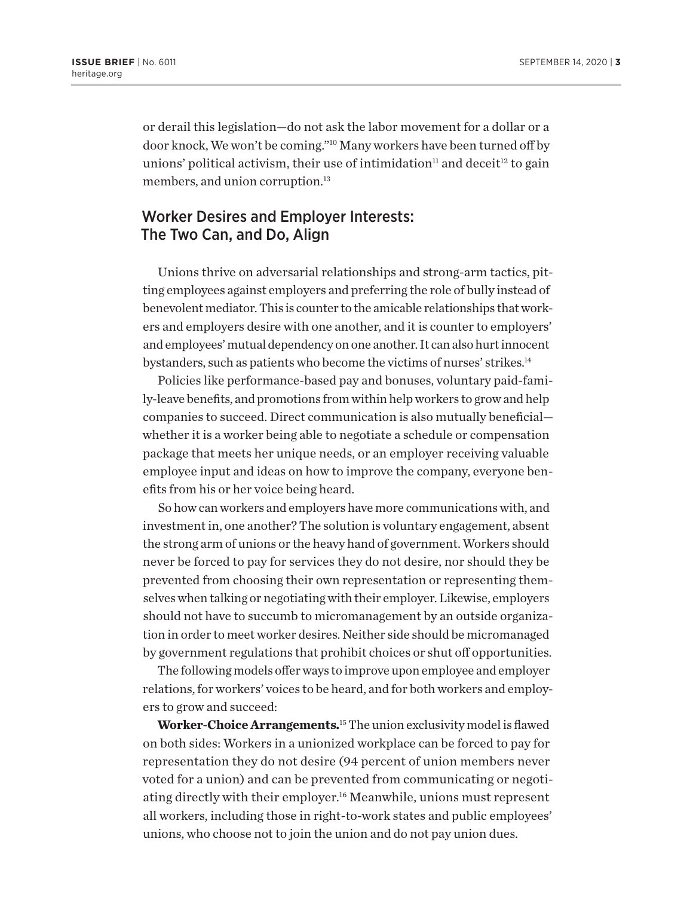or derail this legislation—do not ask the labor movement for a dollar or a door knock, We won't be coming."[10] Many workers have been turned off by unions' political activism, their use of intimidation[11] and deceit[12] to gain members, and union corruption.[13]

## Worker Desires and Employer Interests: The Two Can, and Do, Align

Unions thrive on adversarial relationships and strong-arm tactics, pitting employees against employers and preferring the role of bully instead of benevolent mediator. This is counter to the amicable relationships that workers and employers desire with one another, and it is counter to employers' and employees' mutual dependency on one another. It can also hurt innocent bystanders, such as patients who become the victims of nurses' strikes.[14]

Policies like performance-based pay and bonuses, voluntary paid-family-leave benefits, and promotions from within help workers to grow and help companies to succeed. Direct communication is also mutually beneficial—whether it is a worker being able to negotiate a schedule or compensation package that meets her unique needs, or an employer receiving valuable employee input and ideas on how to improve the company, everyone benefits from his or her voice being heard.

So how can workers and employers have more communications with, and investment in, one another? The solution is voluntary engagement, absent the strong arm of unions or the heavy hand of government. Workers should never be forced to pay for services they do not desire, nor should they be prevented from choosing their own representation or representing themselves when talking or negotiating with their employer. Likewise, employers should not have to succumb to micromanagement by an outside organization in order to meet worker desires. Neither side should be micromanaged by government regulations that prohibit choices or shut off opportunities.

The following models offer ways to improve upon employee and employer relations, for workers' voices to be heard, and for both workers and employers to grow and succeed:

**Worker-Choice Arrangements.**[15] The union exclusivity model is flawed on both sides: Workers in a unionized workplace can be forced to pay for representation they do not desire (94 percent of union members never voted for a union) and can be prevented from communicating or negotiating directly with their employer.[16] Meanwhile, unions must represent all workers, including those in right-to-work states and public employees' unions, who choose not to join the union and do not pay union dues.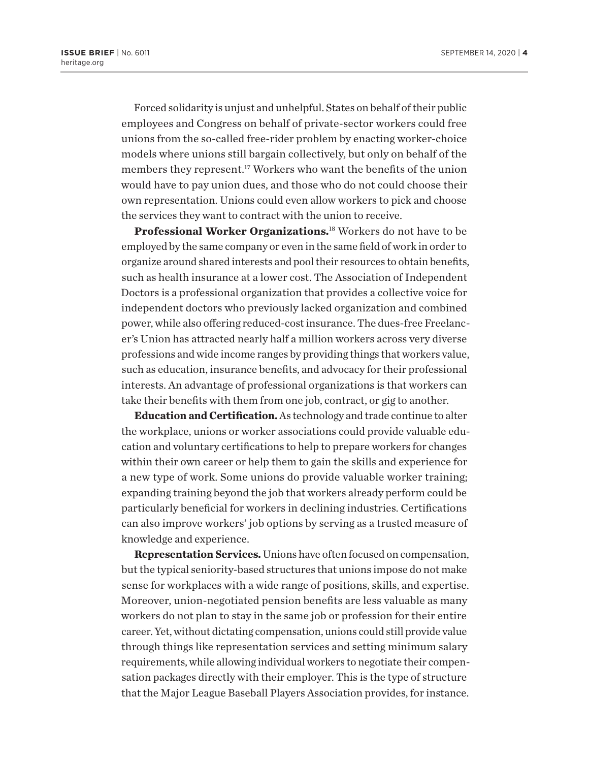Forced solidarity is unjust and unhelpful. States on behalf of their public employees and Congress on behalf of private-sector workers could free unions from the so-called free-rider problem by enacting worker-choice models where unions still bargain collectively, but only on behalf of the members they represent.[17] Workers who want the benefits of the union would have to pay union dues, and those who do not could choose their own representation. Unions could even allow workers to pick and choose the services they want to contract with the union to receive.

**Professional Worker Organizations.**[18] Workers do not have to be employed by the same company or even in the same field of work in order to organize around shared interests and pool their resources to obtain benefits, such as health insurance at a lower cost. The Association of Independent Doctors is a professional organization that provides a collective voice for independent doctors who previously lacked organization and combined power, while also offering reduced-cost insurance. The dues-free Freelancer's Union has attracted nearly half a million workers across very diverse professions and wide income ranges by providing things that workers value, such as education, insurance benefits, and advocacy for their professional interests. An advantage of professional organizations is that workers can take their benefits with them from one job, contract, or gig to another.

**Education and Certification.** As technology and trade continue to alter the workplace, unions or worker associations could provide valuable education and voluntary certifications to help to prepare workers for changes within their own career or help them to gain the skills and experience for a new type of work. Some unions do provide valuable worker training; expanding training beyond the job that workers already perform could be particularly beneficial for workers in declining industries. Certifications can also improve workers' job options by serving as a trusted measure of knowledge and experience.

**Representation Services.** Unions have often focused on compensation, but the typical seniority-based structures that unions impose do not make sense for workplaces with a wide range of positions, skills, and expertise. Moreover, union-negotiated pension benefits are less valuable as many workers do not plan to stay in the same job or profession for their entire career. Yet, without dictating compensation, unions could still provide value through things like representation services and setting minimum salary requirements, while allowing individual workers to negotiate their compensation packages directly with their employer. This is the type of structure that the Major League Baseball Players Association provides, for instance.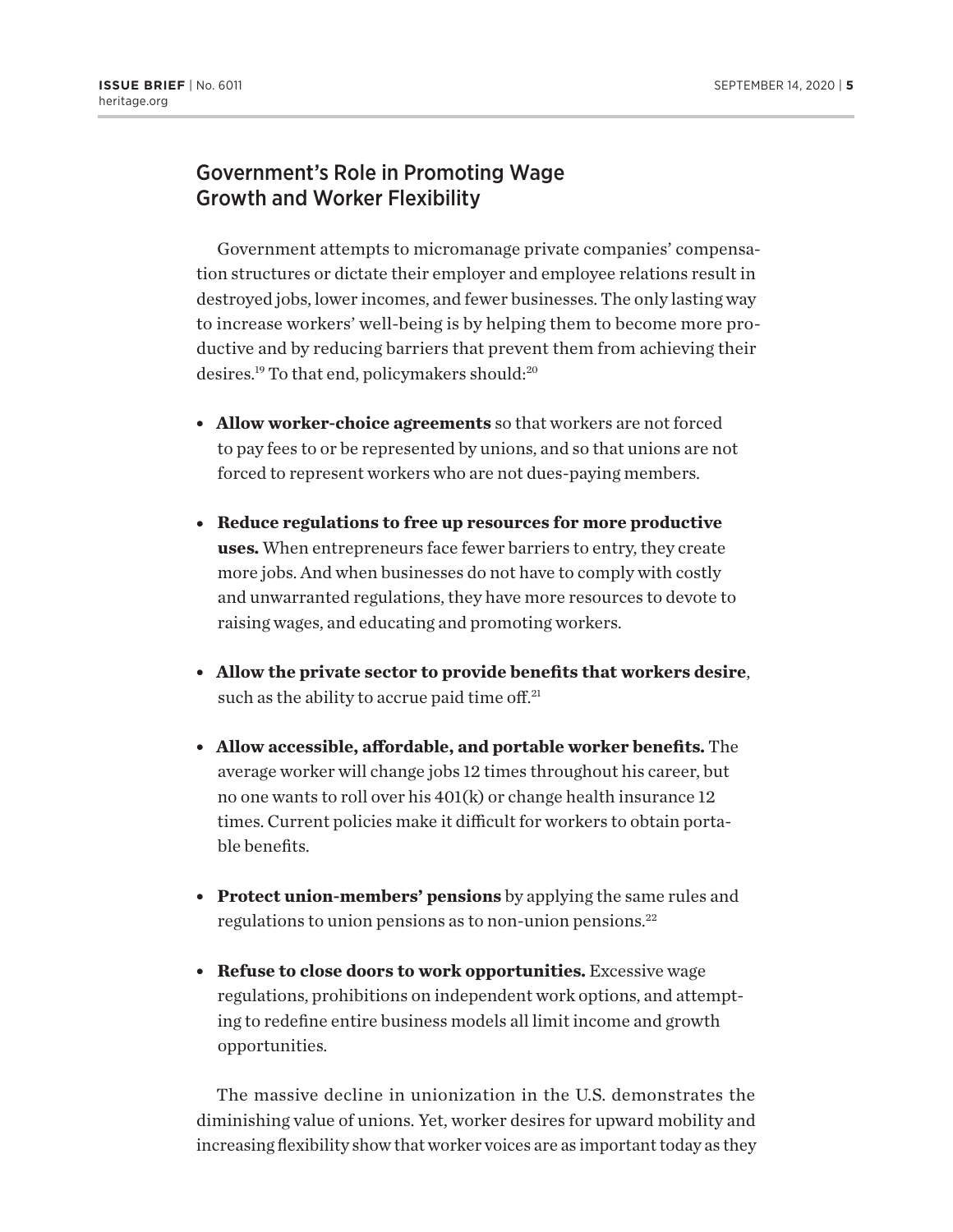## Government's Role in Promoting Wage Growth and Worker Flexibility

Government attempts to micromanage private companies' compensation structures or dictate their employer and employee relations result in destroyed jobs, lower incomes, and fewer businesses. The only lasting way to increase workers' well-being is by helping them to become more productive and by reducing barriers that prevent them from achieving their desires.[19] To that end, policymakers should:[20]

- **Allow worker-choice agreements** so that workers are not forced to pay fees to or be represented by unions, and so that unions are not forced to represent workers who are not dues-paying members.
- **Reduce regulations to free up resources for more productive uses.** When entrepreneurs face fewer barriers to entry, they create more jobs. And when businesses do not have to comply with costly and unwarranted regulations, they have more resources to devote to raising wages, and educating and promoting workers.
- **Allow the private sector to provide benefits that workers desire**, such as the ability to accrue paid time off.[21]
- **Allow accessible, affordable, and portable worker benefits.** The average worker will change jobs 12 times throughout his career, but no one wants to roll over his 401(k) or change health insurance 12 times. Current policies make it difficult for workers to obtain portable benefits.
- **Protect union-members' pensions** by applying the same rules and regulations to union pensions as to non-union pensions.[22]
- **Refuse to close doors to work opportunities.** Excessive wage regulations, prohibitions on independent work options, and attempting to redefine entire business models all limit income and growth opportunities.

The massive decline in unionization in the U.S. demonstrates the diminishing value of unions. Yet, worker desires for upward mobility and increasing flexibility show that worker voices are as important today as they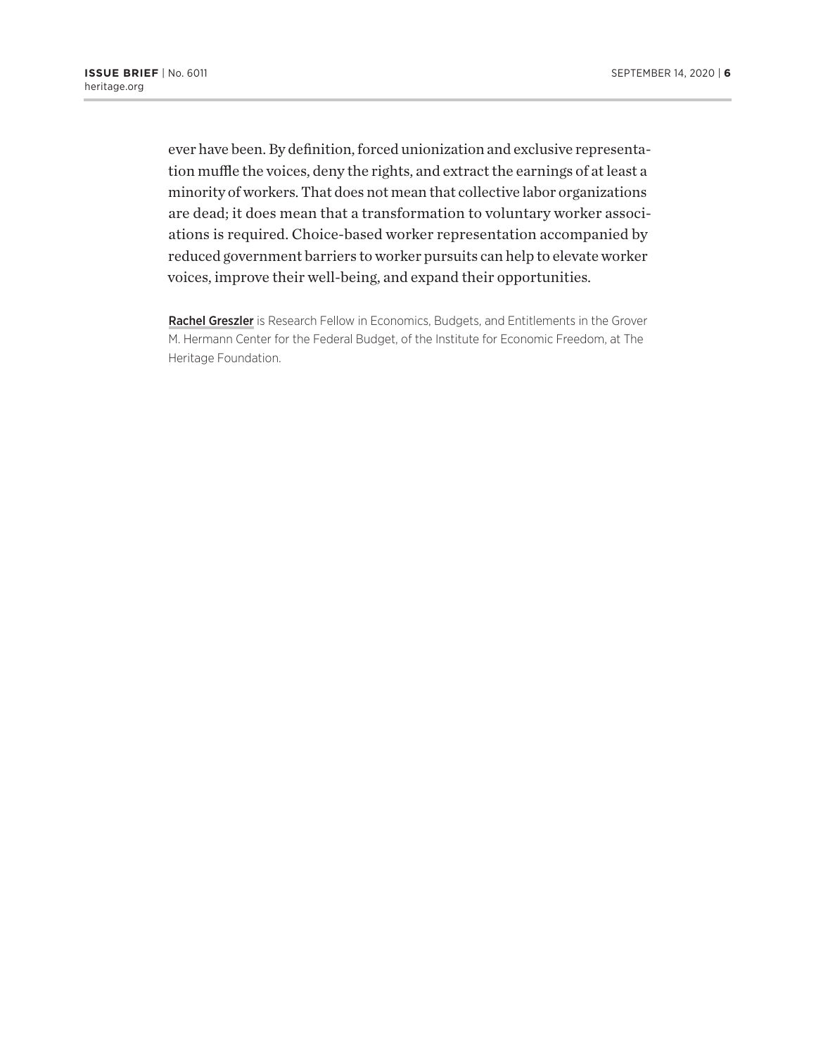ever have been. By definition, forced unionization and exclusive representation muffle the voices, deny the rights, and extract the earnings of at least a minority of workers. That does not mean that collective labor organizations are dead; it does mean that a transformation to voluntary worker associations is required. Choice-based worker representation accompanied by reduced government barriers to worker pursuits can help to elevate worker voices, improve their well-being, and expand their opportunities.

**Rachel Greszler** is Research Fellow in Economics, Budgets, and Entitlements in the Grover M. Hermann Center for the Federal Budget, of the Institute for Economic Freedom, at The Heritage Foundation.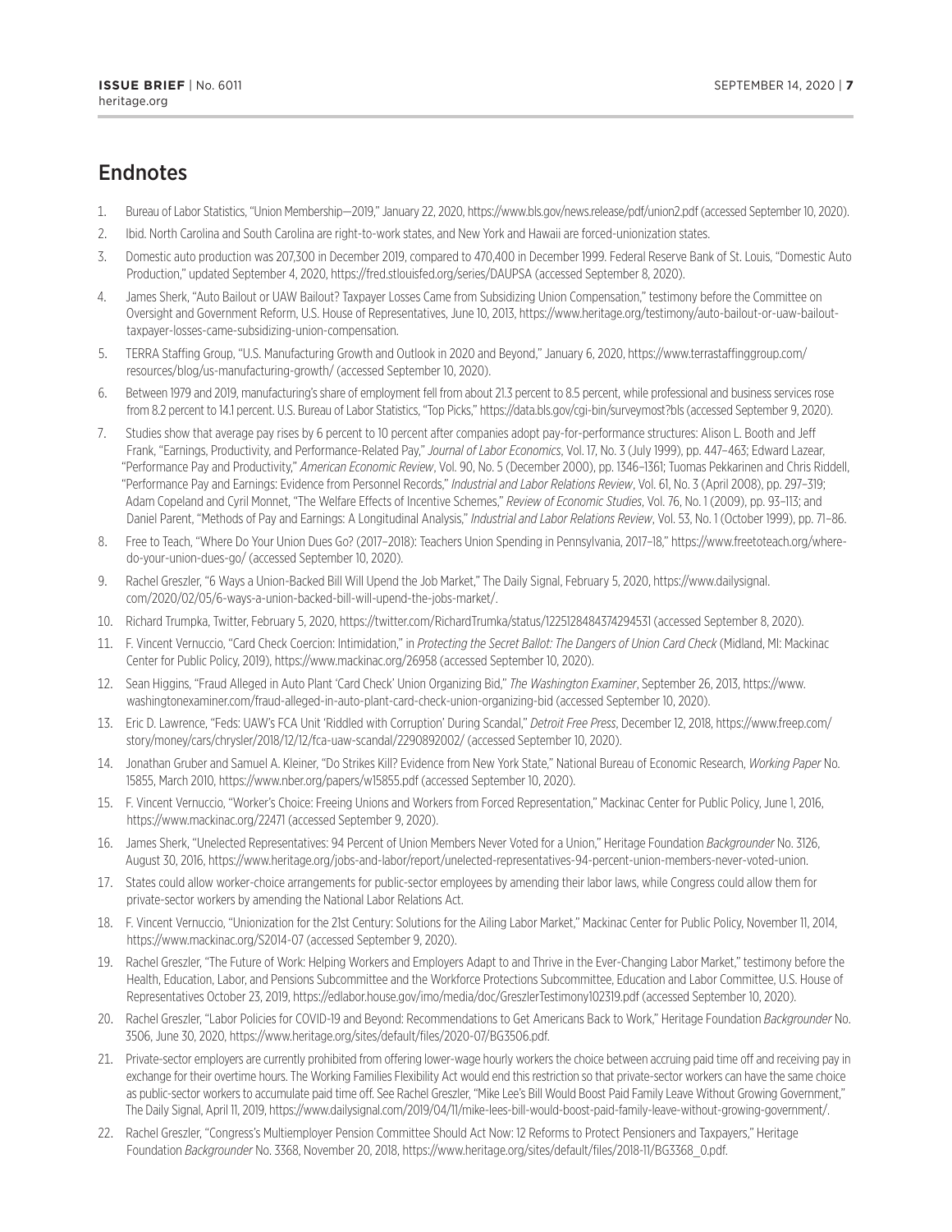## Endnotes

1. Bureau of Labor Statistics, "Union Membership—2019," January 22, 2020, https://www.bls.gov/news.release/pdf/union2.pdf (accessed September 10, 2020).
2. Ibid. North Carolina and South Carolina are right-to-work states, and New York and Hawaii are forced-unionization states.
3. Domestic auto production was 207,300 in December 2019, compared to 470,400 in December 1999. Federal Reserve Bank of St. Louis, "Domestic Auto Production," updated September 4, 2020, https://fred.stlouisfed.org/series/DAUPSA (accessed September 8, 2020).
4. James Sherk, "Auto Bailout or UAW Bailout? Taxpayer Losses Came from Subsidizing Union Compensation," testimony before the Committee on Oversight and Government Reform, U.S. House of Representatives, June 10, 2013, https://www.heritage.org/testimony/auto-bailout-or-uaw-bailout-taxpayer-losses-came-subsidizing-union-compensation.
5. TERRA Staffing Group, "U.S. Manufacturing Growth and Outlook in 2020 and Beyond," January 6, 2020, https://www.terrastaffinggroup.com/resources/blog/us-manufacturing-growth/ (accessed September 10, 2020).
6. Between 1979 and 2019, manufacturing's share of employment fell from about 21.3 percent to 8.5 percent, while professional and business services rose from 8.2 percent to 14.1 percent. U.S. Bureau of Labor Statistics, "Top Picks," https://data.bls.gov/cgi-bin/surveymost?bls (accessed September 9, 2020).
7. Studies show that average pay rises by 6 percent to 10 percent after companies adopt pay-for-performance structures: Alison L. Booth and Jeff Frank, "Earnings, Productivity, and Performance-Related Pay," *Journal of Labor Economics*, Vol. 17, No. 3 (July 1999), pp. 447–463; Edward Lazear, "Performance Pay and Productivity," *American Economic Review*, Vol. 90, No. 5 (December 2000), pp. 1346–1361; Tuomas Pekkarinen and Chris Riddell, "Performance Pay and Earnings: Evidence from Personnel Records," *Industrial and Labor Relations Review*, Vol. 61, No. 3 (April 2008), pp. 297–319; Adam Copeland and Cyril Monnet, "The Welfare Effects of Incentive Schemes," *Review of Economic Studies*, Vol. 76, No. 1 (2009), pp. 93–113; and Daniel Parent, "Methods of Pay and Earnings: A Longitudinal Analysis," *Industrial and Labor Relations Review*, Vol. 53, No. 1 (October 1999), pp. 71–86.
8. Free to Teach, "Where Do Your Union Dues Go? (2017–2018): Teachers Union Spending in Pennsylvania, 2017–18," https://www.freetoteach.org/where-do-your-union-dues-go/ (accessed September 10, 2020).
9. Rachel Greszler, "6 Ways a Union-Backed Bill Will Upend the Job Market," The Daily Signal, February 5, 2020, https://www.dailysignal.com/2020/02/05/6-ways-a-union-backed-bill-will-upend-the-jobs-market/.
10. Richard Trumpka, Twitter, February 5, 2020, https://twitter.com/RichardTrumka/status/1225128484374294531 (accessed September 8, 2020).
11. F. Vincent Vernuccio, "Card Check Coercion: Intimidation," in *Protecting the Secret Ballot: The Dangers of Union Card Check* (Midland, MI: Mackinac Center for Public Policy, 2019), https://www.mackinac.org/26958 (accessed September 10, 2020).
12. Sean Higgins, "Fraud Alleged in Auto Plant 'Card Check' Union Organizing Bid," *The Washington Examiner*, September 26, 2013, https://www.washingtonexaminer.com/fraud-alleged-in-auto-plant-card-check-union-organizing-bid (accessed September 10, 2020).
13. Eric D. Lawrence, "Feds: UAW's FCA Unit 'Riddled with Corruption' During Scandal," *Detroit Free Press*, December 12, 2018, https://www.freep.com/story/money/cars/chrysler/2018/12/12/fca-uaw-scandal/2290892002/ (accessed September 10, 2020).
14. Jonathan Gruber and Samuel A. Kleiner, "Do Strikes Kill? Evidence from New York State," National Bureau of Economic Research, *Working Paper* No. 15855, March 2010, https://www.nber.org/papers/w15855.pdf (accessed September 10, 2020).
15. F. Vincent Vernuccio, "Worker's Choice: Freeing Unions and Workers from Forced Representation," Mackinac Center for Public Policy, June 1, 2016, https://www.mackinac.org/22471 (accessed September 9, 2020).
16. James Sherk, "Unelected Representatives: 94 Percent of Union Members Never Voted for a Union," Heritage Foundation *Backgrounder* No. 3126, August 30, 2016, https://www.heritage.org/jobs-and-labor/report/unelected-representatives-94-percent-union-members-never-voted-union.
17. States could allow worker-choice arrangements for public-sector employees by amending their labor laws, while Congress could allow them for private-sector workers by amending the National Labor Relations Act.
18. F. Vincent Vernuccio, "Unionization for the 21st Century: Solutions for the Ailing Labor Market," Mackinac Center for Public Policy, November 11, 2014, https://www.mackinac.org/S2014-07 (accessed September 9, 2020).
19. Rachel Greszler, "The Future of Work: Helping Workers and Employers Adapt to and Thrive in the Ever-Changing Labor Market," testimony before the Health, Education, Labor, and Pensions Subcommittee and the Workforce Protections Subcommittee, Education and Labor Committee, U.S. House of Representatives October 23, 2019, https://edlabor.house.gov/imo/media/doc/GreszlerTestimony102319.pdf (accessed September 10, 2020).
20. Rachel Greszler, "Labor Policies for COVID-19 and Beyond: Recommendations to Get Americans Back to Work," Heritage Foundation *Backgrounder* No. 3506, June 30, 2020, https://www.heritage.org/sites/default/files/2020-07/BG3506.pdf.
21. Private-sector employers are currently prohibited from offering lower-wage hourly workers the choice between accruing paid time off and receiving pay in exchange for their overtime hours. The Working Families Flexibility Act would end this restriction so that private-sector workers can have the same choice as public-sector workers to accumulate paid time off. See Rachel Greszler, "Mike Lee's Bill Would Boost Paid Family Leave Without Growing Government," The Daily Signal, April 11, 2019, https://www.dailysignal.com/2019/04/11/mike-lees-bill-would-boost-paid-family-leave-without-growing-government/.
22. Rachel Greszler, "Congress's Multiemployer Pension Committee Should Act Now: 12 Reforms to Protect Pensioners and Taxpayers," Heritage Foundation *Backgrounder* No. 3368, November 20, 2018, https://www.heritage.org/sites/default/files/2018-11/BG3368_0.pdf.